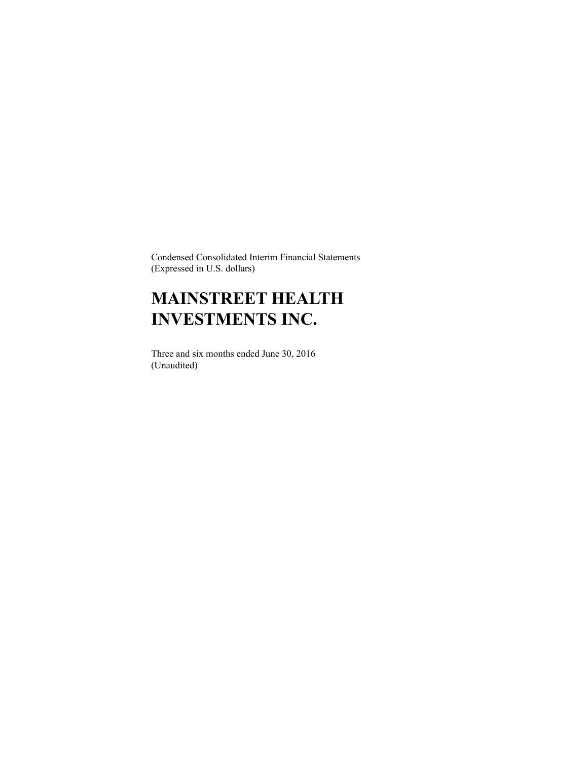Condensed Consolidated Interim Financial Statements
(Expressed in U.S. dollars)

# MAINSTREET HEALTH INVESTMENTS INC.

Three and six months ended June 30, 2016
(Unaudited)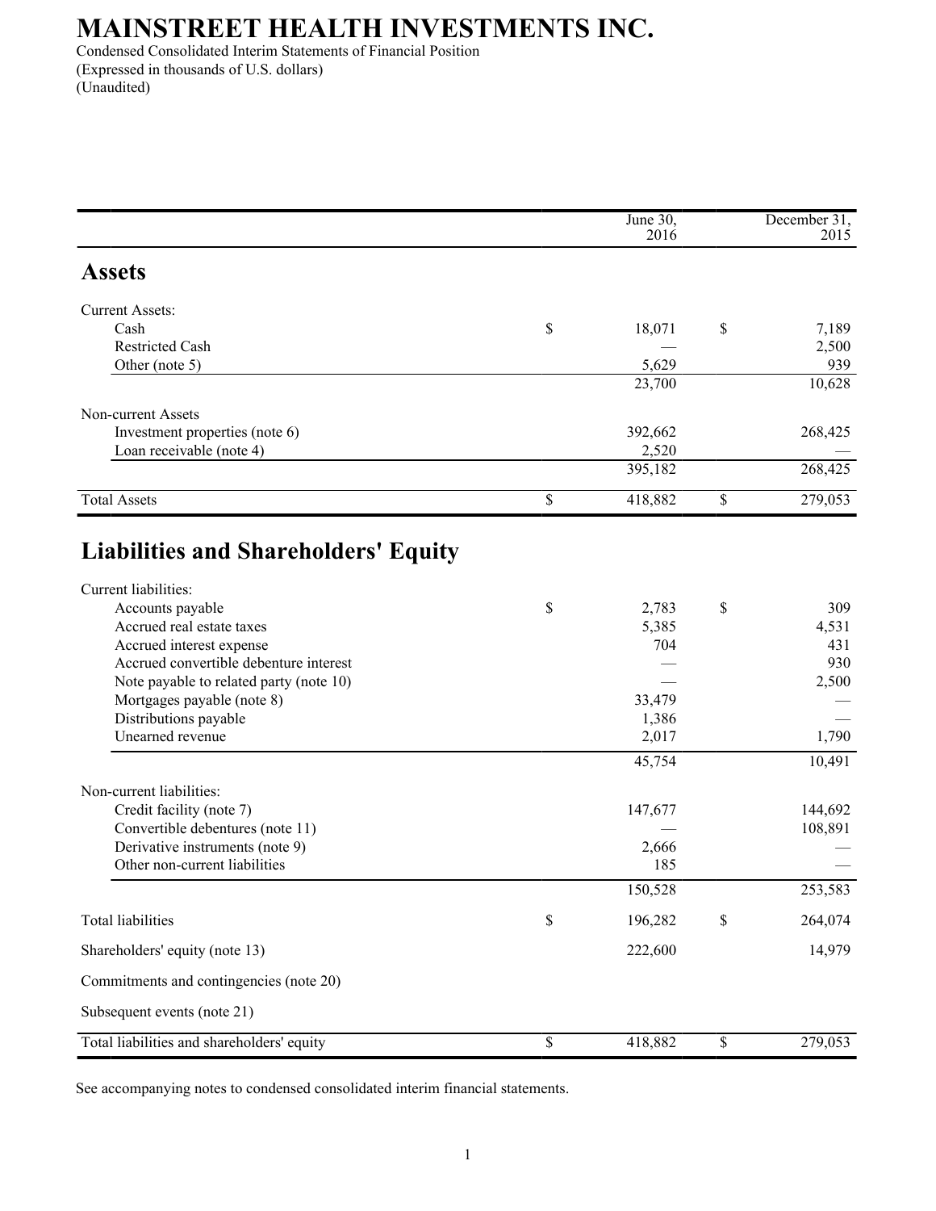# MAINSTREET HEALTH INVESTMENTS INC.

Condensed Consolidated Interim Statements of Financial Position
(Expressed in thousands of U.S. dollars)
(Unaudited)

| | June 30, 2016 | December 31, 2015 |
|---|---|---|
| **Assets** | | |
| Current Assets: | | |
| Cash | $ 18,071 | $ 7,189 |
| Restricted Cash | — | 2,500 |
| Other (note 5) | 5,629 | 939 |
| | 23,700 | 10,628 |
| Non-current Assets | | |
| Investment properties (note 6) | 392,662 | 268,425 |
| Loan receivable (note 4) | 2,520 | — |
| | 395,182 | 268,425 |
| Total Assets | $ 418,882 | $ 279,053 |
| **Liabilities and Shareholders' Equity** | | |
| Current liabilities: | | |
| Accounts payable | $ 2,783 | $ 309 |
| Accrued real estate taxes | 5,385 | 4,531 |
| Accrued interest expense | 704 | 431 |
| Accrued convertible debenture interest | — | 930 |
| Note payable to related party (note 10) | — | 2,500 |
| Mortgages payable (note 8) | 33,479 | — |
| Distributions payable | 1,386 | — |
| Unearned revenue | 2,017 | 1,790 |
| | 45,754 | 10,491 |
| Non-current liabilities: | | |
| Credit facility (note 7) | 147,677 | 144,692 |
| Convertible debentures (note 11) | — | 108,891 |
| Derivative instruments (note 9) | 2,666 | — |
| Other non-current liabilities | 185 | — |
| | 150,528 | 253,583 |
| Total liabilities | $ 196,282 | $ 264,074 |
| Shareholders' equity (note 13) | 222,600 | 14,979 |
| Commitments and contingencies (note 20) | | |
| Subsequent events (note 21) | | |
| Total liabilities and shareholders' equity | $ 418,882 | $ 279,053 |

See accompanying notes to condensed consolidated interim financial statements.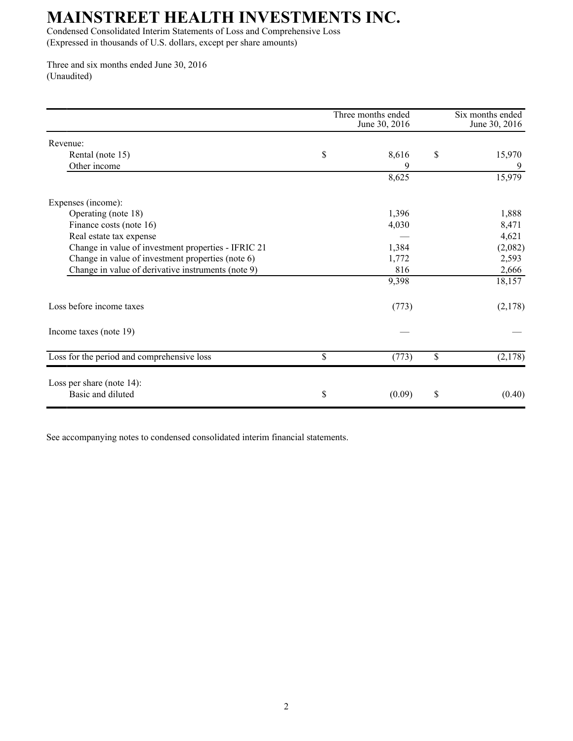# MAINSTREET HEALTH INVESTMENTS INC.

Condensed Consolidated Interim Statements of Loss and Comprehensive Loss
(Expressed in thousands of U.S. dollars, except per share amounts)

Three and six months ended June 30, 2016
(Unaudited)

| | Three months ended June 30, 2016 | Six months ended June 30, 2016 |
|---|---|---|
| Revenue: | | |
| Rental (note 15) | $ 8,616 | $ 15,970 |
| Other income | 9 | 9 |
| | 8,625 | 15,979 |
| | | |
| Expenses (income): | | |
| Operating (note 18) | 1,396 | 1,888 |
| Finance costs (note 16) | 4,030 | 8,471 |
| Real estate tax expense | — | 4,621 |
| Change in value of investment properties - IFRIC 21 | 1,384 | (2,082) |
| Change in value of investment properties (note 6) | 1,772 | 2,593 |
| Change in value of derivative instruments (note 9) | 816 | 2,666 |
| | 9,398 | 18,157 |
| | | |
| Loss before income taxes | (773) | (2,178) |
| | | |
| Income taxes (note 19) | — | — |
| | | |
| Loss for the period and comprehensive loss | $ (773) | $ (2,178) |
| | | |
| Loss per share (note 14): | | |
| Basic and diluted | $ (0.09) | $ (0.40) |

See accompanying notes to condensed consolidated interim financial statements.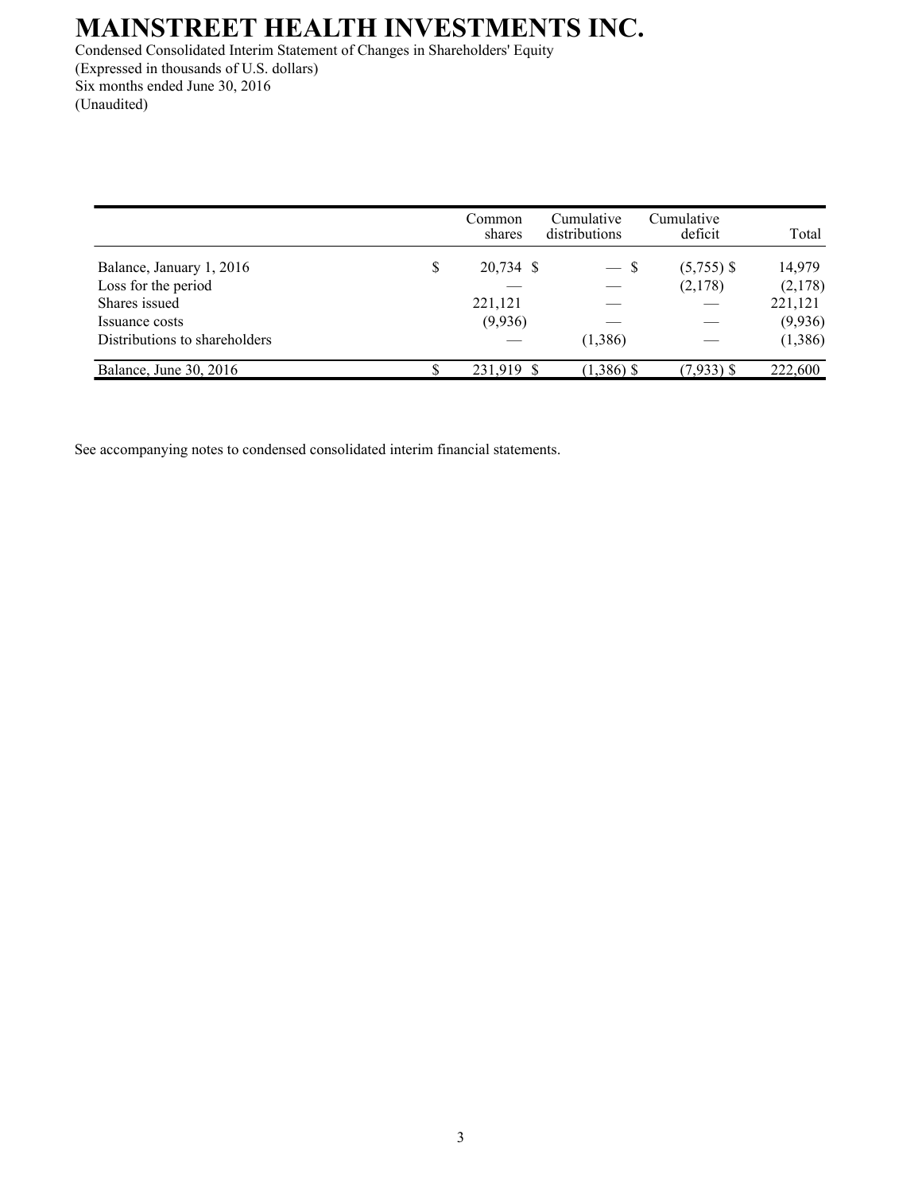# MAINSTREET HEALTH INVESTMENTS INC.

Condensed Consolidated Interim Statement of Changes in Shareholders' Equity
(Expressed in thousands of U.S. dollars)
Six months ended June 30, 2016
(Unaudited)

| | Common shares | Cumulative distributions | Cumulative deficit | Total |
|---|---|---|---|---|
| Balance, January 1, 2016 | $ 20,734 | $ — | $ (5,755) | $ 14,979 |
| Loss for the period | — | — | (2,178) | (2,178) |
| Shares issued | 221,121 | — | — | 221,121 |
| Issuance costs | (9,936) | — | — | (9,936) |
| Distributions to shareholders | — | (1,386) | — | (1,386) |
| Balance, June 30, 2016 | $ 231,919 | $ (1,386) | $ (7,933) | $ 222,600 |

See accompanying notes to condensed consolidated interim financial statements.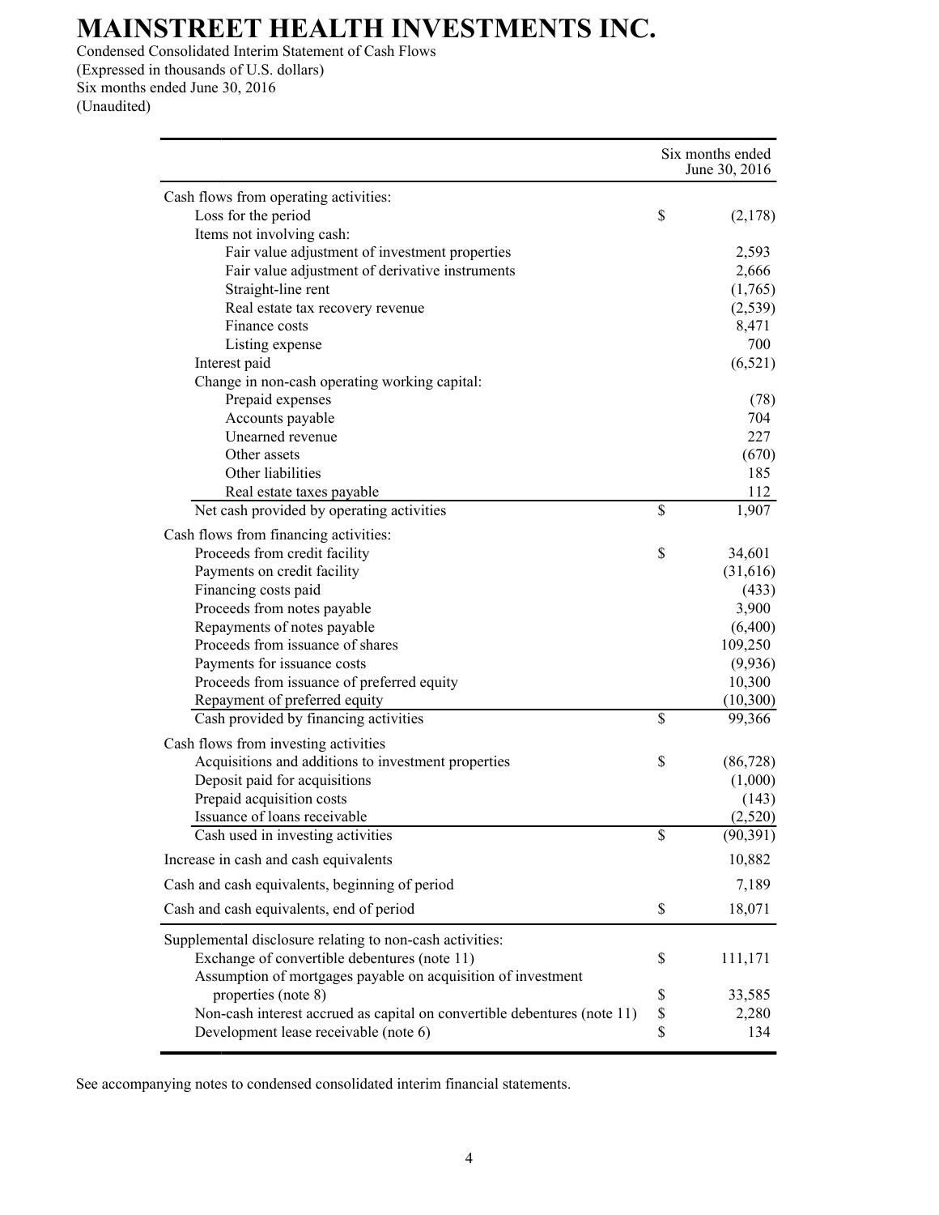# MAINSTREET HEALTH INVESTMENTS INC.

Condensed Consolidated Interim Statement of Cash Flows
(Expressed in thousands of U.S. dollars)
Six months ended June 30, 2016
(Unaudited)

| | | Six months ended June 30, 2016 |
|---|---|---|
| Cash flows from operating activities: | | |
| Loss for the period | $ | (2,178) |
| Items not involving cash: | | |
| Fair value adjustment of investment properties | | 2,593 |
| Fair value adjustment of derivative instruments | | 2,666 |
| Straight-line rent | | (1,765) |
| Real estate tax recovery revenue | | (2,539) |
| Finance costs | | 8,471 |
| Listing expense | | 700 |
| Interest paid | | (6,521) |
| Change in non-cash operating working capital: | | |
| Prepaid expenses | | (78) |
| Accounts payable | | 704 |
| Unearned revenue | | 227 |
| Other assets | | (670) |
| Other liabilities | | 185 |
| Real estate taxes payable | | 112 |
| Net cash provided by operating activities | $ | 1,907 |
| Cash flows from financing activities: | | |
| Proceeds from credit facility | $ | 34,601 |
| Payments on credit facility | | (31,616) |
| Financing costs paid | | (433) |
| Proceeds from notes payable | | 3,900 |
| Repayments of notes payable | | (6,400) |
| Proceeds from issuance of shares | | 109,250 |
| Payments for issuance costs | | (9,936) |
| Proceeds from issuance of preferred equity | | 10,300 |
| Repayment of preferred equity | | (10,300) |
| Cash provided by financing activities | $ | 99,366 |
| Cash flows from investing activities | | |
| Acquisitions and additions to investment properties | $ | (86,728) |
| Deposit paid for acquisitions | | (1,000) |
| Prepaid acquisition costs | | (143) |
| Issuance of loans receivable | | (2,520) |
| Cash used in investing activities | $ | (90,391) |
| Increase in cash and cash equivalents | | 10,882 |
| Cash and cash equivalents, beginning of period | | 7,189 |
| Cash and cash equivalents, end of period | $ | 18,071 |
| Supplemental disclosure relating to non-cash activities: | | |
| Exchange of convertible debentures (note 11) | $ | 111,171 |
| Assumption of mortgages payable on acquisition of investment properties (note 8) | $ | 33,585 |
| Non-cash interest accrued as capital on convertible debentures (note 11) | $ | 2,280 |
| Development lease receivable (note 6) | $ | 134 |

See accompanying notes to condensed consolidated interim financial statements.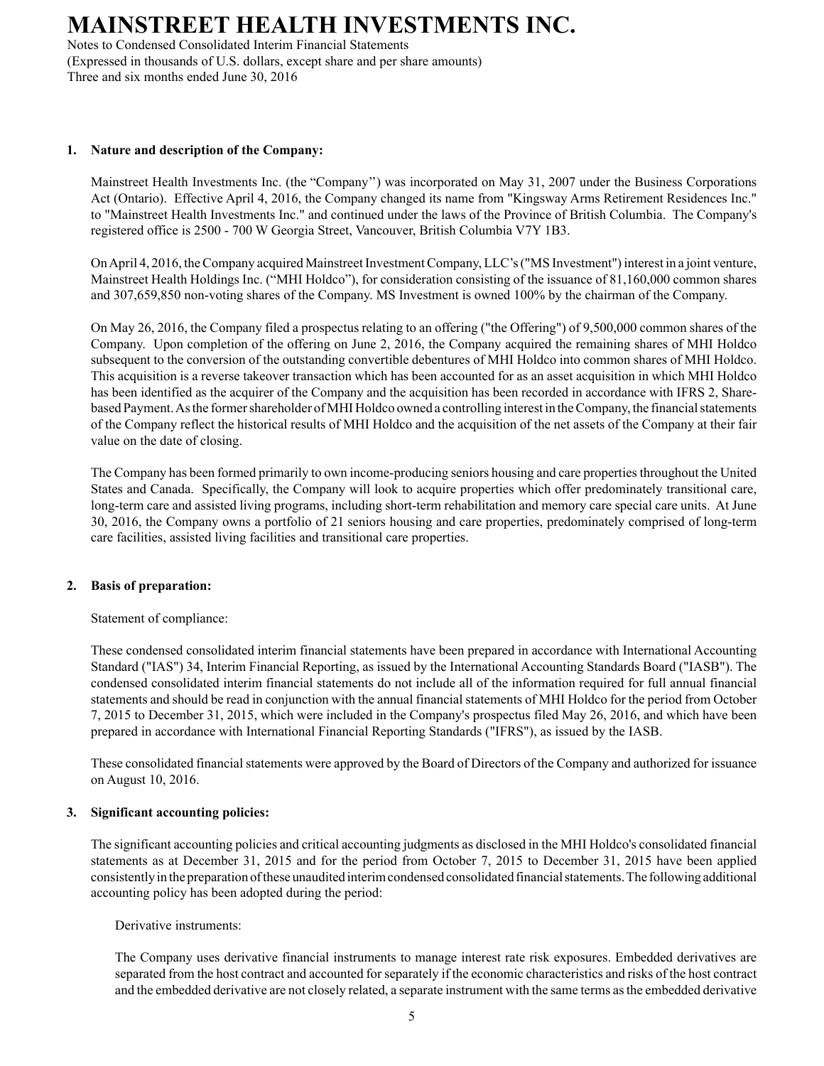## 1. Nature and description of the Company:

Mainstreet Health Investments Inc. (the "Company") was incorporated on May 31, 2007 under the Business Corporations Act (Ontario). Effective April 4, 2016, the Company changed its name from "Kingsway Arms Retirement Residences Inc." to "Mainstreet Health Investments Inc." and continued under the laws of the Province of British Columbia. The Company's registered office is 2500 - 700 W Georgia Street, Vancouver, British Columbia V7Y 1B3.

On April 4, 2016, the Company acquired Mainstreet Investment Company, LLC's ("MS Investment") interest in a joint venture, Mainstreet Health Holdings Inc. ("MHI Holdco"), for consideration consisting of the issuance of 81,160,000 common shares and 307,659,850 non-voting shares of the Company. MS Investment is owned 100% by the chairman of the Company.

On May 26, 2016, the Company filed a prospectus relating to an offering ("the Offering") of 9,500,000 common shares of the Company. Upon completion of the offering on June 2, 2016, the Company acquired the remaining shares of MHI Holdco subsequent to the conversion of the outstanding convertible debentures of MHI Holdco into common shares of MHI Holdco. This acquisition is a reverse takeover transaction which has been accounted for as an asset acquisition in which MHI Holdco has been identified as the acquirer of the Company and the acquisition has been recorded in accordance with IFRS 2, Share-based Payment. As the former shareholder of MHI Holdco owned a controlling interest in the Company, the financial statements of the Company reflect the historical results of MHI Holdco and the acquisition of the net assets of the Company at their fair value on the date of closing.

The Company has been formed primarily to own income-producing seniors housing and care properties throughout the United States and Canada. Specifically, the Company will look to acquire properties which offer predominately transitional care, long-term care and assisted living programs, including short-term rehabilitation and memory care special care units. At June 30, 2016, the Company owns a portfolio of 21 seniors housing and care properties, predominately comprised of long-term care facilities, assisted living facilities and transitional care properties.

## 2. Basis of preparation:

Statement of compliance:

These condensed consolidated interim financial statements have been prepared in accordance with International Accounting Standard ("IAS") 34, Interim Financial Reporting, as issued by the International Accounting Standards Board ("IASB"). The condensed consolidated interim financial statements do not include all of the information required for full annual financial statements and should be read in conjunction with the annual financial statements of MHI Holdco for the period from October 7, 2015 to December 31, 2015, which were included in the Company's prospectus filed May 26, 2016, and which have been prepared in accordance with International Financial Reporting Standards ("IFRS"), as issued by the IASB.

These consolidated financial statements were approved by the Board of Directors of the Company and authorized for issuance on August 10, 2016.

## 3. Significant accounting policies:

The significant accounting policies and critical accounting judgments as disclosed in the MHI Holdco's consolidated financial statements as at December 31, 2015 and for the period from October 7, 2015 to December 31, 2015 have been applied consistently in the preparation of these unaudited interim condensed consolidated financial statements. The following additional accounting policy has been adopted during the period:

Derivative instruments:

The Company uses derivative financial instruments to manage interest rate risk exposures. Embedded derivatives are separated from the host contract and accounted for separately if the economic characteristics and risks of the host contract and the embedded derivative are not closely related, a separate instrument with the same terms as the embedded derivative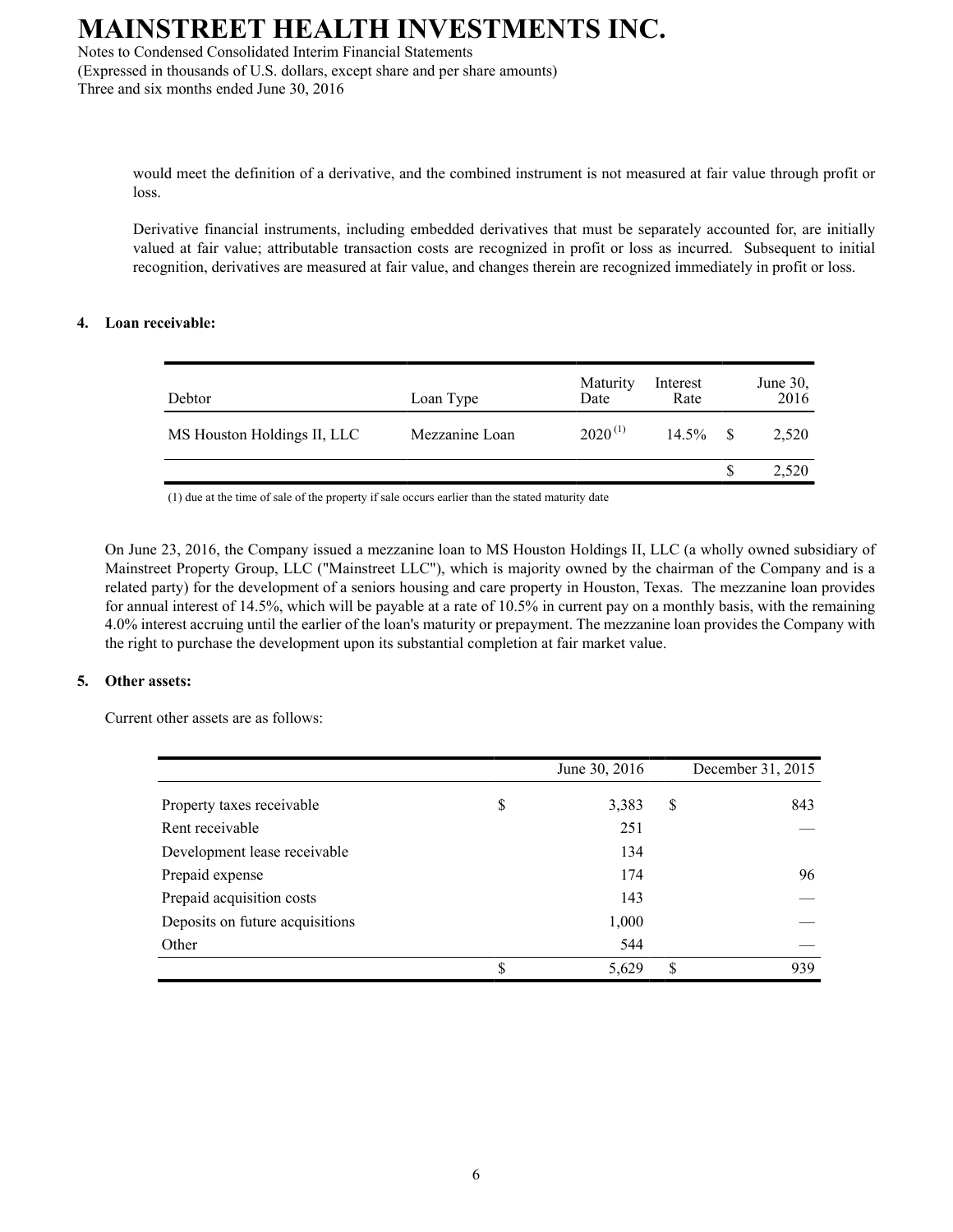would meet the definition of a derivative, and the combined instrument is not measured at fair value through profit or loss.

Derivative financial instruments, including embedded derivatives that must be separately accounted for, are initially valued at fair value; attributable transaction costs are recognized in profit or loss as incurred. Subsequent to initial recognition, derivatives are measured at fair value, and changes therein are recognized immediately in profit or loss.

## 4. Loan receivable:

| Debtor | Loan Type | Maturity Date | Interest Rate | June 30, 2016 |
|---|---|---|---|---|
| MS Houston Holdings II, LLC | Mezzanine Loan | 2020 [(1)] | 14.5% | $ 2,520 |
| | | | | $ 2,520 |

(1) due at the time of sale of the property if sale occurs earlier than the stated maturity date

On June 23, 2016, the Company issued a mezzanine loan to MS Houston Holdings II, LLC (a wholly owned subsidiary of Mainstreet Property Group, LLC ("Mainstreet LLC"), which is majority owned by the chairman of the Company and is a related party) for the development of a seniors housing and care property in Houston, Texas. The mezzanine loan provides for annual interest of 14.5%, which will be payable at a rate of 10.5% in current pay on a monthly basis, with the remaining 4.0% interest accruing until the earlier of the loan's maturity or prepayment. The mezzanine loan provides the Company with the right to purchase the development upon its substantial completion at fair market value.

## 5. Other assets:

Current other assets are as follows:

| | June 30, 2016 | December 31, 2015 |
|---|---|---|
| Property taxes receivable | $ 3,383 | $ 843 |
| Rent receivable | 251 | — |
| Development lease receivable | 134 | |
| Prepaid expense | 174 | 96 |
| Prepaid acquisition costs | 143 | — |
| Deposits on future acquisitions | 1,000 | — |
| Other | 544 | — |
| | $ 5,629 | $ 939 |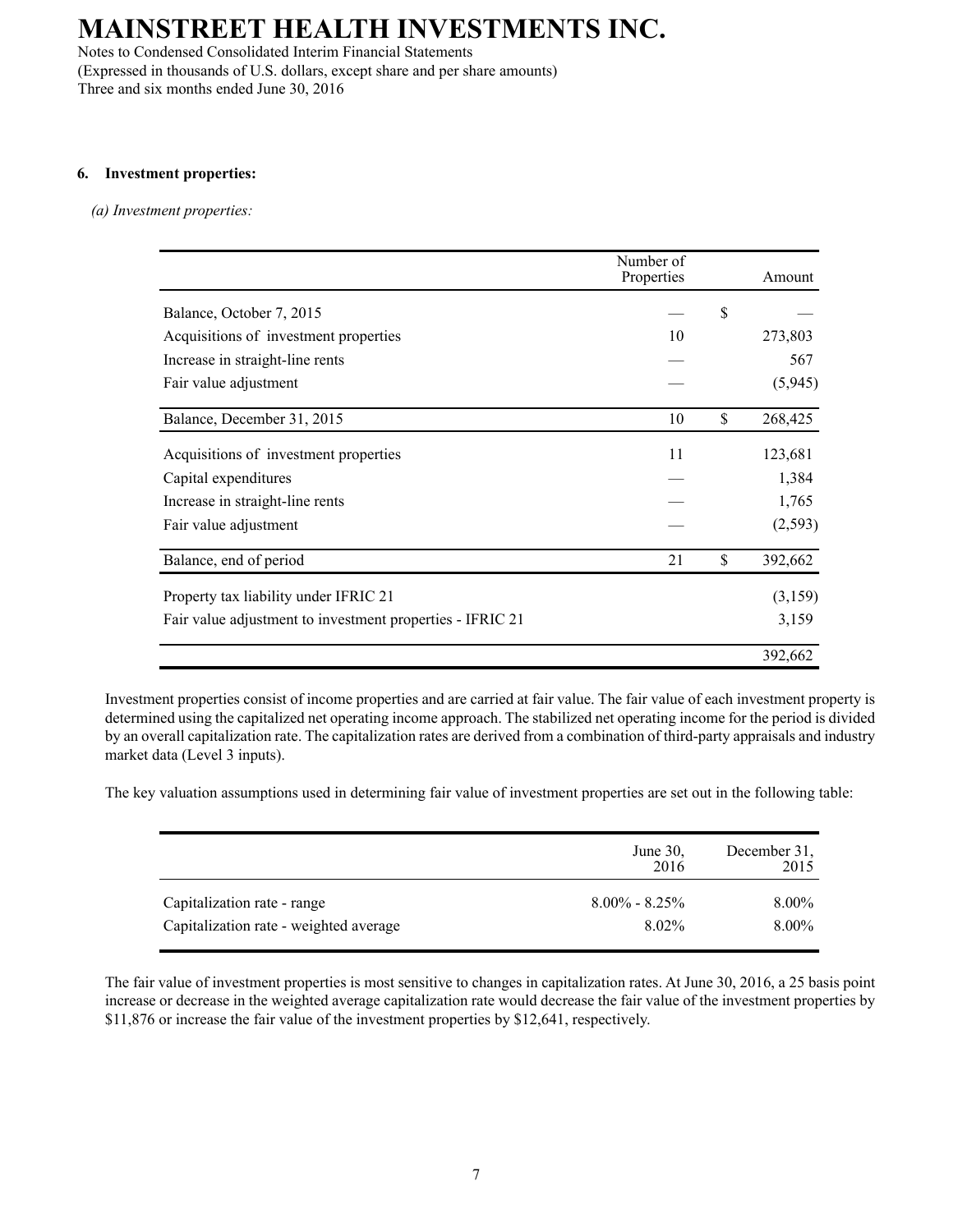# MAINSTREET HEALTH INVESTMENTS INC.

Notes to Condensed Consolidated Interim Financial Statements
(Expressed in thousands of U.S. dollars, except share and per share amounts)
Three and six months ended June 30, 2016

## 6. Investment properties:

*(a) Investment properties:*

| | Number of Properties | | Amount |
|---|---|---|---|
| Balance, October 7, 2015 | — | $ | — |
| Acquisitions of investment properties | 10 | | 273,803 |
| Increase in straight-line rents | — | | 567 |
| Fair value adjustment | — | | (5,945) |
| Balance, December 31, 2015 | 10 | $ | 268,425 |
| Acquisitions of investment properties | 11 | | 123,681 |
| Capital expenditures | — | | 1,384 |
| Increase in straight-line rents | — | | 1,765 |
| Fair value adjustment | — | | (2,593) |
| Balance, end of period | 21 | $ | 392,662 |
| Property tax liability under IFRIC 21 | | | (3,159) |
| Fair value adjustment to investment properties - IFRIC 21 | | | 3,159 |
| | | | 392,662 |

Investment properties consist of income properties and are carried at fair value. The fair value of each investment property is determined using the capitalized net operating income approach. The stabilized net operating income for the period is divided by an overall capitalization rate. The capitalization rates are derived from a combination of third-party appraisals and industry market data (Level 3 inputs).

The key valuation assumptions used in determining fair value of investment properties are set out in the following table:

| | June 30, 2016 | December 31, 2015 |
|---|---|---|
| Capitalization rate - range | 8.00% - 8.25% | 8.00% |
| Capitalization rate - weighted average | 8.02% | 8.00% |

The fair value of investment properties is most sensitive to changes in capitalization rates. At June 30, 2016, a 25 basis point increase or decrease in the weighted average capitalization rate would decrease the fair value of the investment properties by $11,876 or increase the fair value of the investment properties by $12,641, respectively.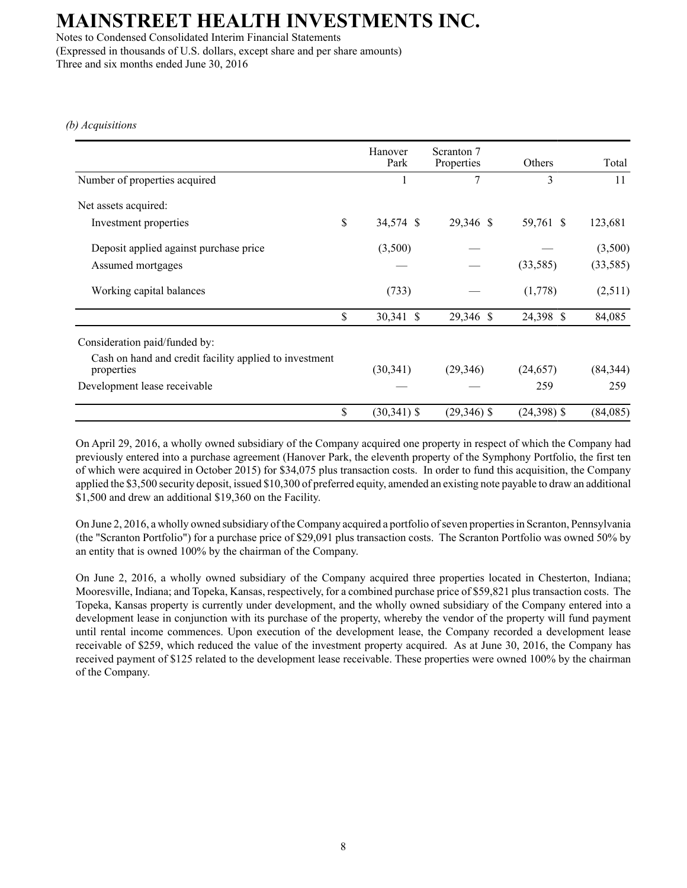*(b) Acquisitions*

| | Hanover Park | Scranton 7 Properties | Others | Total |
|---|---|---|---|---|
| Number of properties acquired | 1 | 7 | 3 | 11 |
| Net assets acquired: | | | | |
| Investment properties | $ 34,574 | $ 29,346 | $ 59,761 | $ 123,681 |
| Deposit applied against purchase price | (3,500) | — | — | (3,500) |
| Assumed mortgages | — | — | (33,585) | (33,585) |
| Working capital balances | (733) | — | (1,778) | (2,511) |
| | $ 30,341 | $ 29,346 | $ 24,398 | $ 84,085 |
| Consideration paid/funded by: | | | | |
| Cash on hand and credit facility applied to investment properties | (30,341) | (29,346) | (24,657) | (84,344) |
| Development lease receivable | — | — | 259 | 259 |
| | $ (30,341) | $ (29,346) | $ (24,398) | $ (84,085) |

On April 29, 2016, a wholly owned subsidiary of the Company acquired one property in respect of which the Company had previously entered into a purchase agreement (Hanover Park, the eleventh property of the Symphony Portfolio, the first ten of which were acquired in October 2015) for $34,075 plus transaction costs. In order to fund this acquisition, the Company applied the $3,500 security deposit, issued $10,300 of preferred equity, amended an existing note payable to draw an additional $1,500 and drew an additional $19,360 on the Facility.

On June 2, 2016, a wholly owned subsidiary of the Company acquired a portfolio of seven properties in Scranton, Pennsylvania (the "Scranton Portfolio") for a purchase price of $29,091 plus transaction costs. The Scranton Portfolio was owned 50% by an entity that is owned 100% by the chairman of the Company.

On June 2, 2016, a wholly owned subsidiary of the Company acquired three properties located in Chesterton, Indiana; Mooresville, Indiana; and Topeka, Kansas, respectively, for a combined purchase price of $59,821 plus transaction costs. The Topeka, Kansas property is currently under development, and the wholly owned subsidiary of the Company entered into a development lease in conjunction with its purchase of the property, whereby the vendor of the property will fund payment until rental income commences. Upon execution of the development lease, the Company recorded a development lease receivable of $259, which reduced the value of the investment property acquired. As at June 30, 2016, the Company has received payment of $125 related to the development lease receivable. These properties were owned 100% by the chairman of the Company.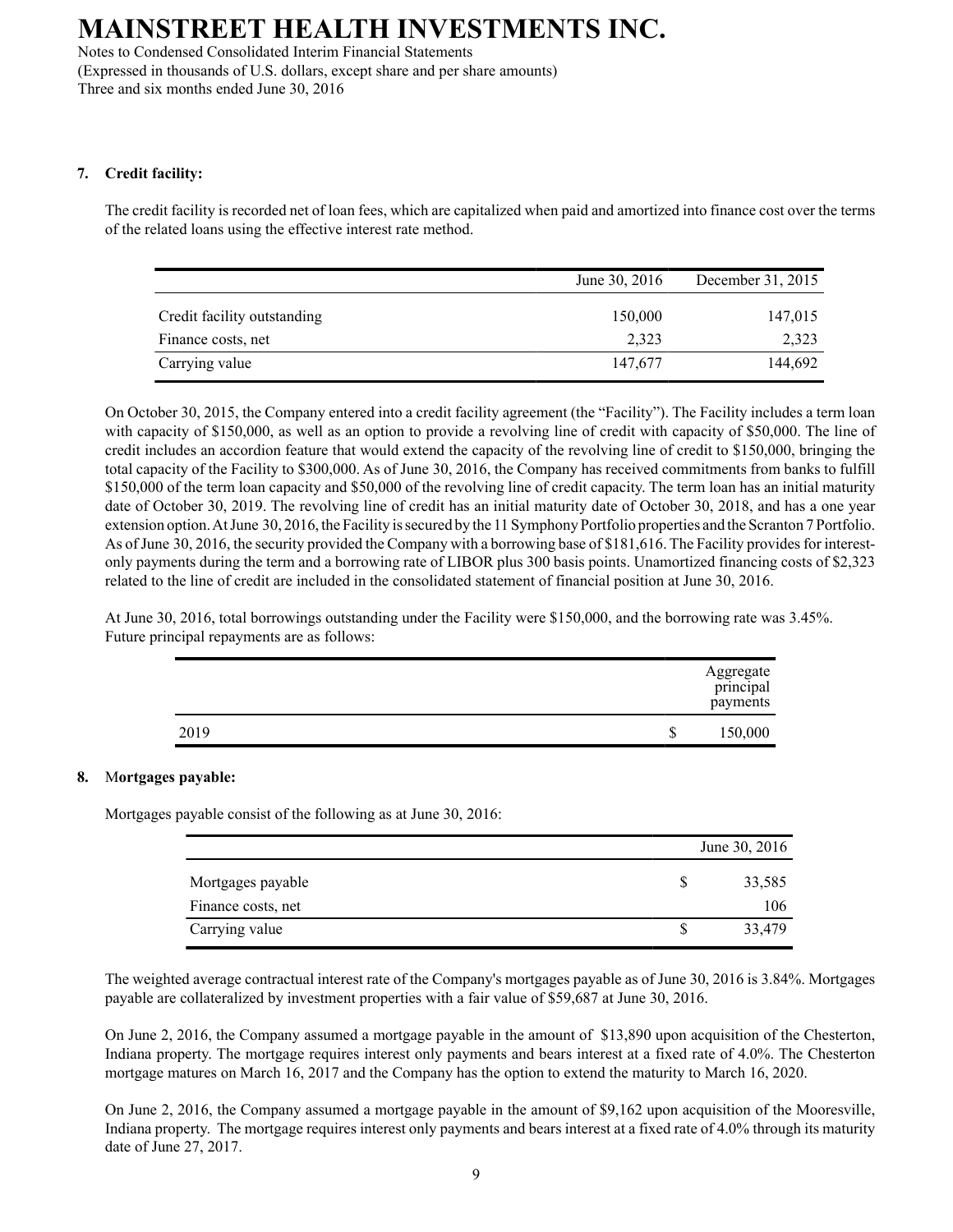## 7. Credit facility:

The credit facility is recorded net of loan fees, which are capitalized when paid and amortized into finance cost over the terms of the related loans using the effective interest rate method.

| | June 30, 2016 | December 31, 2015 |
|---|---|---|
| Credit facility outstanding | 150,000 | 147,015 |
| Finance costs, net | 2,323 | 2,323 |
| Carrying value | 147,677 | 144,692 |

On October 30, 2015, the Company entered into a credit facility agreement (the "Facility"). The Facility includes a term loan with capacity of $150,000, as well as an option to provide a revolving line of credit with capacity of $50,000. The line of credit includes an accordion feature that would extend the capacity of the revolving line of credit to $150,000, bringing the total capacity of the Facility to $300,000. As of June 30, 2016, the Company has received commitments from banks to fulfill $150,000 of the term loan capacity and $50,000 of the revolving line of credit capacity. The term loan has an initial maturity date of October 30, 2019. The revolving line of credit has an initial maturity date of October 30, 2018, and has a one year extension option. At June 30, 2016, the Facility is secured by the 11 Symphony Portfolio properties and the Scranton 7 Portfolio. As of June 30, 2016, the security provided the Company with a borrowing base of $181,616. The Facility provides for interest-only payments during the term and a borrowing rate of LIBOR plus 300 basis points. Unamortized financing costs of $2,323 related to the line of credit are included in the consolidated statement of financial position at June 30, 2016.

At June 30, 2016, total borrowings outstanding under the Facility were $150,000, and the borrowing rate was 3.45%. Future principal repayments are as follows:

| | Aggregate principal payments |
|---|---|
| 2019 | $ 150,000 |

## 8. Mortgages payable:

Mortgages payable consist of the following as at June 30, 2016:

| | June 30, 2016 |
|---|---|
| Mortgages payable | $ 33,585 |
| Finance costs, net | 106 |
| Carrying value | $ 33,479 |

The weighted average contractual interest rate of the Company's mortgages payable as of June 30, 2016 is 3.84%. Mortgages payable are collateralized by investment properties with a fair value of $59,687 at June 30, 2016.

On June 2, 2016, the Company assumed a mortgage payable in the amount of $13,890 upon acquisition of the Chesterton, Indiana property. The mortgage requires interest only payments and bears interest at a fixed rate of 4.0%. The Chesterton mortgage matures on March 16, 2017 and the Company has the option to extend the maturity to March 16, 2020.

On June 2, 2016, the Company assumed a mortgage payable in the amount of $9,162 upon acquisition of the Mooresville, Indiana property. The mortgage requires interest only payments and bears interest at a fixed rate of 4.0% through its maturity date of June 27, 2017.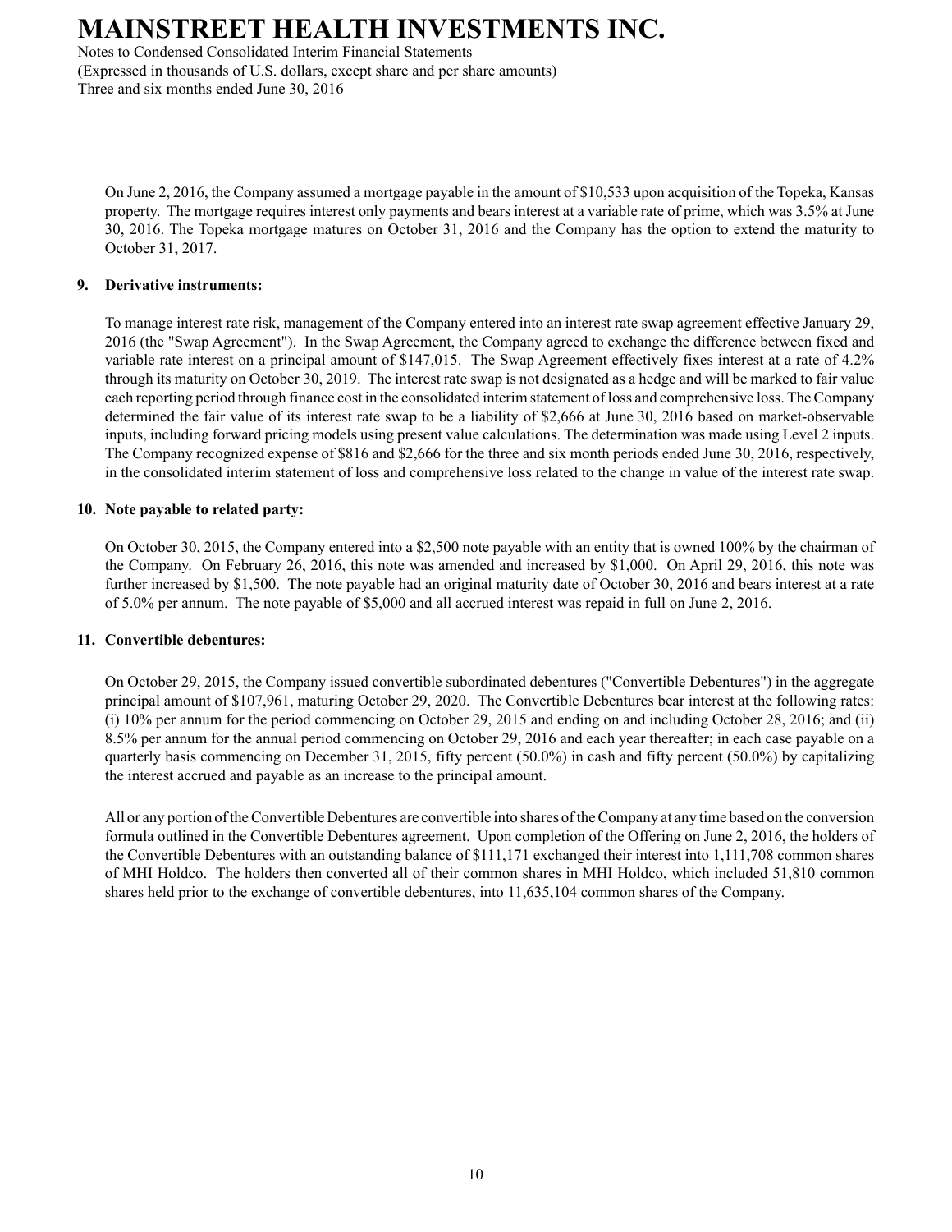On June 2, 2016, the Company assumed a mortgage payable in the amount of $10,533 upon acquisition of the Topeka, Kansas property. The mortgage requires interest only payments and bears interest at a variable rate of prime, which was 3.5% at June 30, 2016. The Topeka mortgage matures on October 31, 2016 and the Company has the option to extend the maturity to October 31, 2017.

## 9. Derivative instruments:

To manage interest rate risk, management of the Company entered into an interest rate swap agreement effective January 29, 2016 (the "Swap Agreement"). In the Swap Agreement, the Company agreed to exchange the difference between fixed and variable rate interest on a principal amount of $147,015. The Swap Agreement effectively fixes interest at a rate of 4.2% through its maturity on October 30, 2019. The interest rate swap is not designated as a hedge and will be marked to fair value each reporting period through finance cost in the consolidated interim statement of loss and comprehensive loss. The Company determined the fair value of its interest rate swap to be a liability of $2,666 at June 30, 2016 based on market-observable inputs, including forward pricing models using present value calculations. The determination was made using Level 2 inputs. The Company recognized expense of $816 and $2,666 for the three and six month periods ended June 30, 2016, respectively, in the consolidated interim statement of loss and comprehensive loss related to the change in value of the interest rate swap.

## 10. Note payable to related party:

On October 30, 2015, the Company entered into a $2,500 note payable with an entity that is owned 100% by the chairman of the Company. On February 26, 2016, this note was amended and increased by $1,000. On April 29, 2016, this note was further increased by $1,500. The note payable had an original maturity date of October 30, 2016 and bears interest at a rate of 5.0% per annum. The note payable of $5,000 and all accrued interest was repaid in full on June 2, 2016.

## 11. Convertible debentures:

On October 29, 2015, the Company issued convertible subordinated debentures ("Convertible Debentures") in the aggregate principal amount of $107,961, maturing October 29, 2020. The Convertible Debentures bear interest at the following rates: (i) 10% per annum for the period commencing on October 29, 2015 and ending on and including October 28, 2016; and (ii) 8.5% per annum for the annual period commencing on October 29, 2016 and each year thereafter; in each case payable on a quarterly basis commencing on December 31, 2015, fifty percent (50.0%) in cash and fifty percent (50.0%) by capitalizing the interest accrued and payable as an increase to the principal amount.

All or any portion of the Convertible Debentures are convertible into shares of the Company at any time based on the conversion formula outlined in the Convertible Debentures agreement. Upon completion of the Offering on June 2, 2016, the holders of the Convertible Debentures with an outstanding balance of $111,171 exchanged their interest into 1,111,708 common shares of MHI Holdco. The holders then converted all of their common shares in MHI Holdco, which included 51,810 common shares held prior to the exchange of convertible debentures, into 11,635,104 common shares of the Company.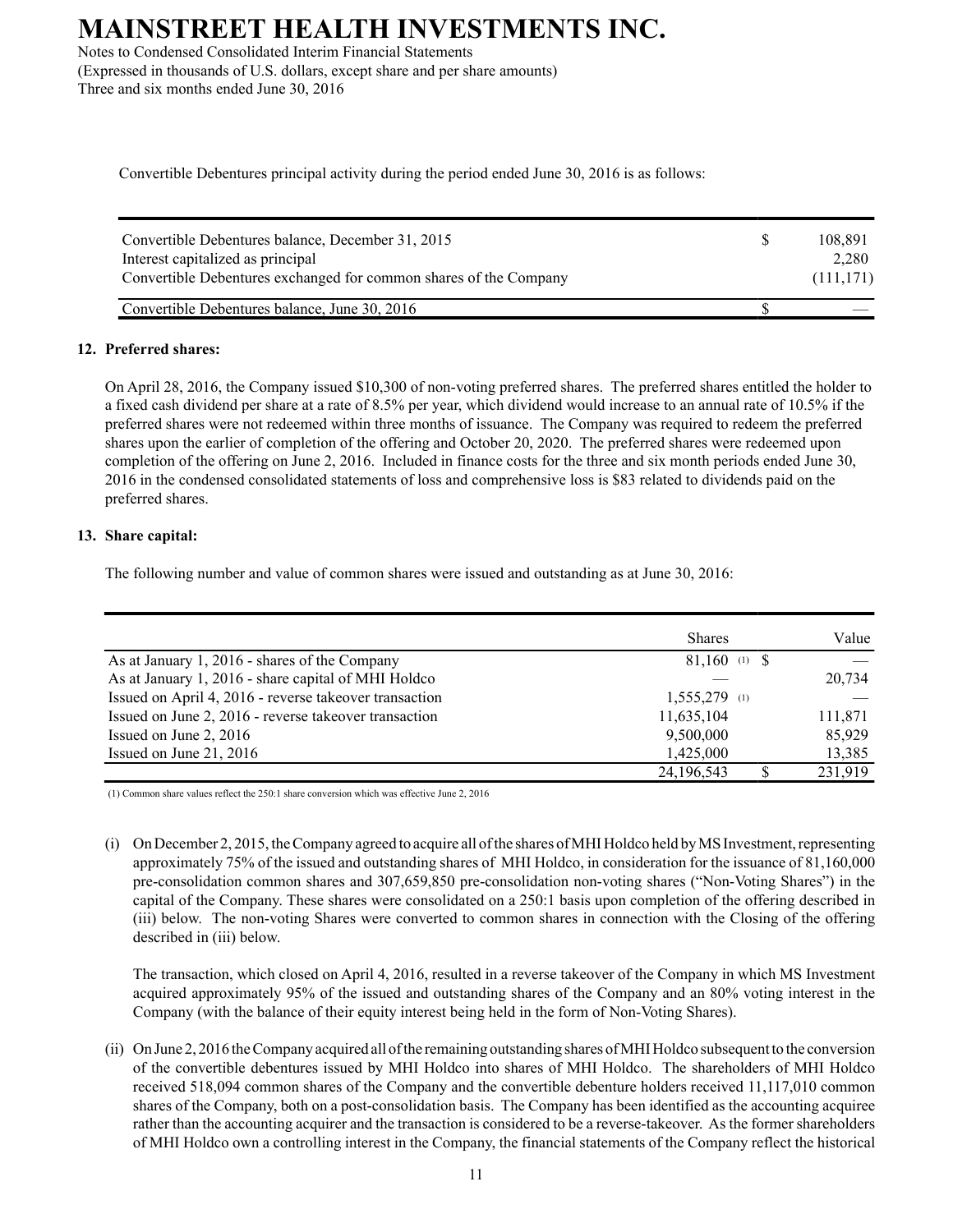Convertible Debentures principal activity during the period ended June 30, 2016 is as follows:

| | | |
|---|---|---|
| Convertible Debentures balance, December 31, 2015 | $ | 108,891 |
| Interest capitalized as principal | | 2,280 |
| Convertible Debentures exchanged for common shares of the Company | | (111,171) |
| Convertible Debentures balance, June 30, 2016 | $ | — |

## 12. Preferred shares:

On April 28, 2016, the Company issued $10,300 of non-voting preferred shares. The preferred shares entitled the holder to a fixed cash dividend per share at a rate of 8.5% per year, which dividend would increase to an annual rate of 10.5% if the preferred shares were not redeemed within three months of issuance. The Company was required to redeem the preferred shares upon the earlier of completion of the offering and October 20, 2020. The preferred shares were redeemed upon completion of the offering on June 2, 2016. Included in finance costs for the three and six month periods ended June 30, 2016 in the condensed consolidated statements of loss and comprehensive loss is $83 related to dividends paid on the preferred shares.

## 13. Share capital:

The following number and value of common shares were issued and outstanding as at June 30, 2016:

| | Shares | | Value |
|---|---|---|---|
| As at January 1, 2016 - shares of the Company | 81,160 (1) | $ | — |
| As at January 1, 2016 - share capital of MHI Holdco | — | | 20,734 |
| Issued on April 4, 2016 - reverse takeover transaction | 1,555,279 (1) | | — |
| Issued on June 2, 2016 - reverse takeover transaction | 11,635,104 | | 111,871 |
| Issued on June 2, 2016 | 9,500,000 | | 85,929 |
| Issued on June 21, 2016 | 1,425,000 | | 13,385 |
| | 24,196,543 | $ | 231,919 |

(1) Common share values reflect the 250:1 share conversion which was effective June 2, 2016

(i) On December 2, 2015, the Company agreed to acquire all of the shares of MHI Holdco held by MS Investment, representing approximately 75% of the issued and outstanding shares of MHI Holdco, in consideration for the issuance of 81,160,000 pre-consolidation common shares and 307,659,850 pre-consolidation non-voting shares ("Non-Voting Shares") in the capital of the Company. These shares were consolidated on a 250:1 basis upon completion of the offering described in (iii) below. The non-voting Shares were converted to common shares in connection with the Closing of the offering described in (iii) below.

The transaction, which closed on April 4, 2016, resulted in a reverse takeover of the Company in which MS Investment acquired approximately 95% of the issued and outstanding shares of the Company and an 80% voting interest in the Company (with the balance of their equity interest being held in the form of Non-Voting Shares).

(ii) On June 2, 2016 the Company acquired all of the remaining outstanding shares of MHI Holdco subsequent to the conversion of the convertible debentures issued by MHI Holdco into shares of MHI Holdco. The shareholders of MHI Holdco received 518,094 common shares of the Company and the convertible debenture holders received 11,117,010 common shares of the Company, both on a post-consolidation basis. The Company has been identified as the accounting acquiree rather than the accounting acquirer and the transaction is considered to be a reverse-takeover. As the former shareholders of MHI Holdco own a controlling interest in the Company, the financial statements of the Company reflect the historical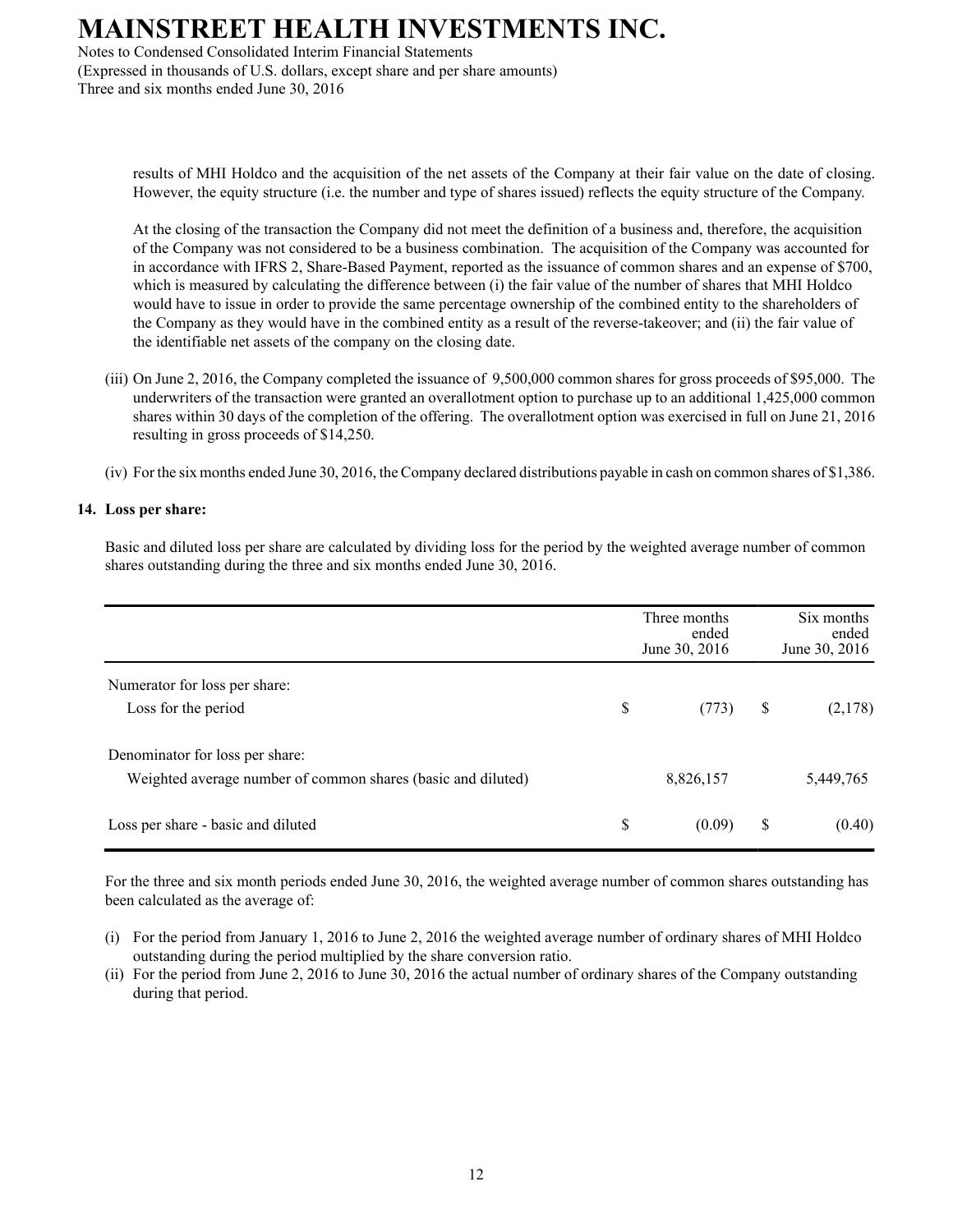results of MHI Holdco and the acquisition of the net assets of the Company at their fair value on the date of closing. However, the equity structure (i.e. the number and type of shares issued) reflects the equity structure of the Company.

At the closing of the transaction the Company did not meet the definition of a business and, therefore, the acquisition of the Company was not considered to be a business combination. The acquisition of the Company was accounted for in accordance with IFRS 2, Share-Based Payment, reported as the issuance of common shares and an expense of $700, which is measured by calculating the difference between (i) the fair value of the number of shares that MHI Holdco would have to issue in order to provide the same percentage ownership of the combined entity to the shareholders of the Company as they would have in the combined entity as a result of the reverse-takeover; and (ii) the fair value of the identifiable net assets of the company on the closing date.

(iii) On June 2, 2016, the Company completed the issuance of 9,500,000 common shares for gross proceeds of $95,000. The underwriters of the transaction were granted an overallotment option to purchase up to an additional 1,425,000 common shares within 30 days of the completion of the offering. The overallotment option was exercised in full on June 21, 2016 resulting in gross proceeds of $14,250.

(iv) For the six months ended June 30, 2016, the Company declared distributions payable in cash on common shares of $1,386.

**14. Loss per share:**

Basic and diluted loss per share are calculated by dividing loss for the period by the weighted average number of common shares outstanding during the three and six months ended June 30, 2016.

| | Three months ended June 30, 2016 | Six months ended June 30, 2016 |
|---|---|---|
| Numerator for loss per share: | | |
| Loss for the period | $ (773) | $ (2,178) |
| Denominator for loss per share: | | |
| Weighted average number of common shares (basic and diluted) | 8,826,157 | 5,449,765 |
| Loss per share - basic and diluted | $ (0.09) | $ (0.40) |

For the three and six month periods ended June 30, 2016, the weighted average number of common shares outstanding has been calculated as the average of:

(i) For the period from January 1, 2016 to June 2, 2016 the weighted average number of ordinary shares of MHI Holdco outstanding during the period multiplied by the share conversion ratio.

(ii) For the period from June 2, 2016 to June 30, 2016 the actual number of ordinary shares of the Company outstanding during that period.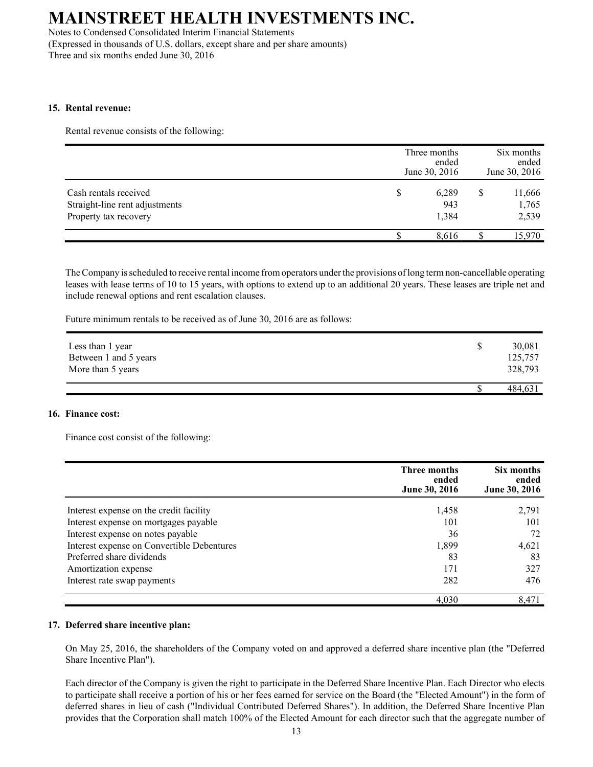## 15. Rental revenue:

Rental revenue consists of the following:

| | Three months ended June 30, 2016 | Six months ended June 30, 2016 |
|---|---|---|
| Cash rentals received | $ 6,289 | $ 11,666 |
| Straight-line rent adjustments | 943 | 1,765 |
| Property tax recovery | 1,384 | 2,539 |
| | $ 8,616 | $ 15,970 |

The Company is scheduled to receive rental income from operators under the provisions of long term non-cancellable operating leases with lease terms of 10 to 15 years, with options to extend up to an additional 20 years. These leases are triple net and include renewal options and rent escalation clauses.

Future minimum rentals to be received as of June 30, 2016 are as follows:

| | |
|---|---|
| Less than 1 year | $ 30,081 |
| Between 1 and 5 years | 125,757 |
| More than 5 years | 328,793 |
| | $ 484,631 |

## 16. Finance cost:

Finance cost consist of the following:

| | **Three months ended June 30, 2016** | **Six months ended June 30, 2016** |
|---|---|---|
| Interest expense on the credit facility | 1,458 | 2,791 |
| Interest expense on mortgages payable | 101 | 101 |
| Interest expense on notes payable | 36 | 72 |
| Interest expense on Convertible Debentures | 1,899 | 4,621 |
| Preferred share dividends | 83 | 83 |
| Amortization expense | 171 | 327 |
| Interest rate swap payments | 282 | 476 |
| | 4,030 | 8,471 |

## 17. Deferred share incentive plan:

On May 25, 2016, the shareholders of the Company voted on and approved a deferred share incentive plan (the "Deferred Share Incentive Plan").

Each director of the Company is given the right to participate in the Deferred Share Incentive Plan. Each Director who elects to participate shall receive a portion of his or her fees earned for service on the Board (the "Elected Amount") in the form of deferred shares in lieu of cash ("Individual Contributed Deferred Shares"). In addition, the Deferred Share Incentive Plan provides that the Corporation shall match 100% of the Elected Amount for each director such that the aggregate number of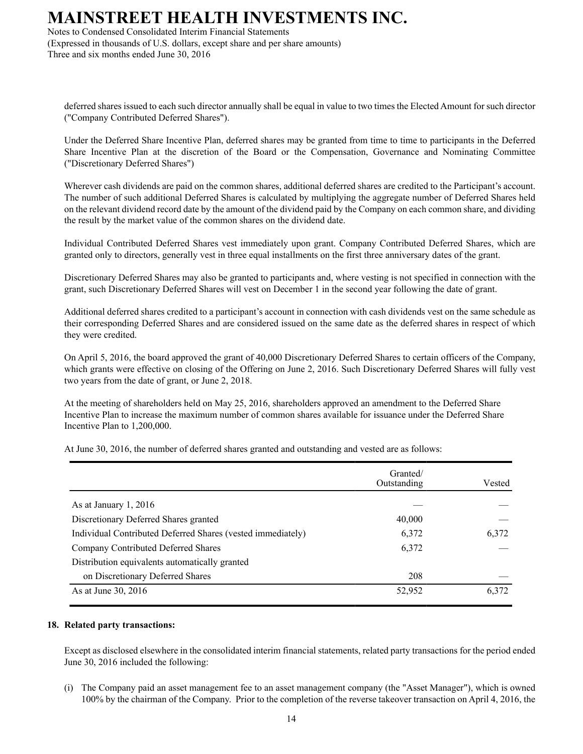deferred shares issued to each such director annually shall be equal in value to two times the Elected Amount for such director ("Company Contributed Deferred Shares").

Under the Deferred Share Incentive Plan, deferred shares may be granted from time to time to participants in the Deferred Share Incentive Plan at the discretion of the Board or the Compensation, Governance and Nominating Committee ("Discretionary Deferred Shares")

Wherever cash dividends are paid on the common shares, additional deferred shares are credited to the Participant's account. The number of such additional Deferred Shares is calculated by multiplying the aggregate number of Deferred Shares held on the relevant dividend record date by the amount of the dividend paid by the Company on each common share, and dividing the result by the market value of the common shares on the dividend date.

Individual Contributed Deferred Shares vest immediately upon grant. Company Contributed Deferred Shares, which are granted only to directors, generally vest in three equal installments on the first three anniversary dates of the grant.

Discretionary Deferred Shares may also be granted to participants and, where vesting is not specified in connection with the grant, such Discretionary Deferred Shares will vest on December 1 in the second year following the date of grant.

Additional deferred shares credited to a participant's account in connection with cash dividends vest on the same schedule as their corresponding Deferred Shares and are considered issued on the same date as the deferred shares in respect of which they were credited.

On April 5, 2016, the board approved the grant of 40,000 Discretionary Deferred Shares to certain officers of the Company, which grants were effective on closing of the Offering on June 2, 2016. Such Discretionary Deferred Shares will fully vest two years from the date of grant, or June 2, 2018.

At the meeting of shareholders held on May 25, 2016, shareholders approved an amendment to the Deferred Share Incentive Plan to increase the maximum number of common shares available for issuance under the Deferred Share Incentive Plan to 1,200,000.

At June 30, 2016, the number of deferred shares granted and outstanding and vested are as follows:

| | Granted/ Outstanding | Vested |
|---|---|---|
| As at January 1, 2016 | — | — |
| Discretionary Deferred Shares granted | 40,000 | — |
| Individual Contributed Deferred Shares (vested immediately) | 6,372 | 6,372 |
| Company Contributed Deferred Shares | 6,372 | — |
| Distribution equivalents automatically granted on Discretionary Deferred Shares | 208 | — |
| As at June 30, 2016 | 52,952 | 6,372 |

### 18. Related party transactions:

Except as disclosed elsewhere in the consolidated interim financial statements, related party transactions for the period ended June 30, 2016 included the following:

(i) The Company paid an asset management fee to an asset management company (the "Asset Manager"), which is owned 100% by the chairman of the Company. Prior to the completion of the reverse takeover transaction on April 4, 2016, the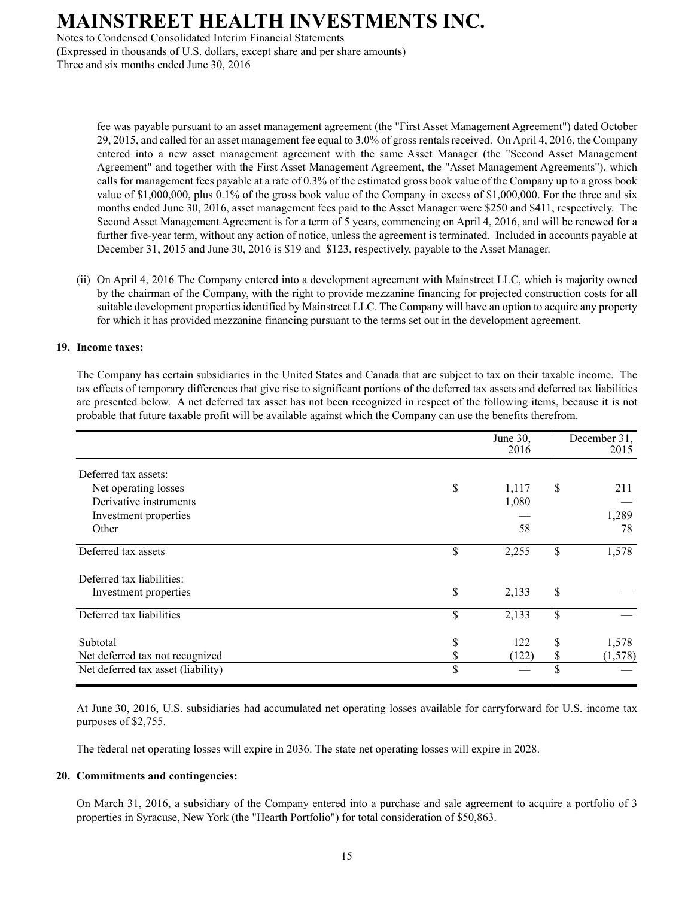fee was payable pursuant to an asset management agreement (the "First Asset Management Agreement") dated October 29, 2015, and called for an asset management fee equal to 3.0% of gross rentals received. On April 4, 2016, the Company entered into a new asset management agreement with the same Asset Manager (the "Second Asset Management Agreement" and together with the First Asset Management Agreement, the "Asset Management Agreements"), which calls for management fees payable at a rate of 0.3% of the estimated gross book value of the Company up to a gross book value of $1,000,000, plus 0.1% of the gross book value of the Company in excess of $1,000,000. For the three and six months ended June 30, 2016, asset management fees paid to the Asset Manager were $250 and $411, respectively. The Second Asset Management Agreement is for a term of 5 years, commencing on April 4, 2016, and will be renewed for a further five-year term, without any action of notice, unless the agreement is terminated. Included in accounts payable at December 31, 2015 and June 30, 2016 is $19 and $123, respectively, payable to the Asset Manager.

(ii) On April 4, 2016 The Company entered into a development agreement with Mainstreet LLC, which is majority owned by the chairman of the Company, with the right to provide mezzanine financing for projected construction costs for all suitable development properties identified by Mainstreet LLC. The Company will have an option to acquire any property for which it has provided mezzanine financing pursuant to the terms set out in the development agreement.

## 19. Income taxes:

The Company has certain subsidiaries in the United States and Canada that are subject to tax on their taxable income. The tax effects of temporary differences that give rise to significant portions of the deferred tax assets and deferred tax liabilities are presented below. A net deferred tax asset has not been recognized in respect of the following items, because it is not probable that future taxable profit will be available against which the Company can use the benefits therefrom.

| | June 30, 2016 | December 31, 2015 |
|---|---|---|
| Deferred tax assets: | | |
| Net operating losses | $ 1,117 | $ 211 |
| Derivative instruments | 1,080 | — |
| Investment properties | — | 1,289 |
| Other | 58 | 78 |
| Deferred tax assets | $ 2,255 | $ 1,578 |
| Deferred tax liabilities: | | |
| Investment properties | $ 2,133 | $ — |
| Deferred tax liabilities | $ 2,133 | $ — |
| Subtotal | $ 122 | $ 1,578 |
| Net deferred tax not recognized | $ (122) | $ (1,578) |
| Net deferred tax asset (liability) | $ — | $ — |

At June 30, 2016, U.S. subsidiaries had accumulated net operating losses available for carryforward for U.S. income tax purposes of $2,755.

The federal net operating losses will expire in 2036. The state net operating losses will expire in 2028.

## 20. Commitments and contingencies:

On March 31, 2016, a subsidiary of the Company entered into a purchase and sale agreement to acquire a portfolio of 3 properties in Syracuse, New York (the "Hearth Portfolio") for total consideration of $50,863.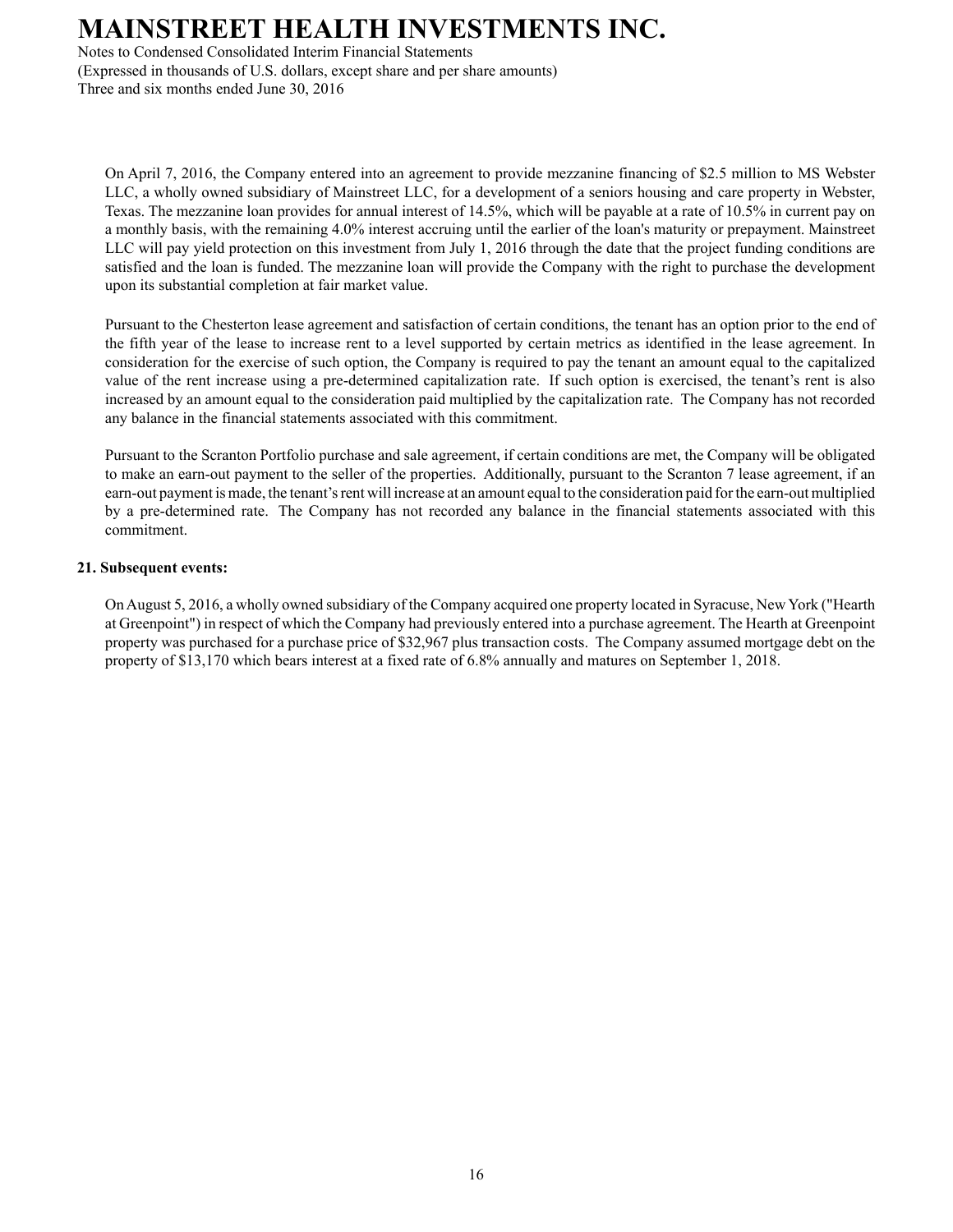On April 7, 2016, the Company entered into an agreement to provide mezzanine financing of $2.5 million to MS Webster LLC, a wholly owned subsidiary of Mainstreet LLC, for a development of a seniors housing and care property in Webster, Texas. The mezzanine loan provides for annual interest of 14.5%, which will be payable at a rate of 10.5% in current pay on a monthly basis, with the remaining 4.0% interest accruing until the earlier of the loan's maturity or prepayment. Mainstreet LLC will pay yield protection on this investment from July 1, 2016 through the date that the project funding conditions are satisfied and the loan is funded. The mezzanine loan will provide the Company with the right to purchase the development upon its substantial completion at fair market value.

Pursuant to the Chesterton lease agreement and satisfaction of certain conditions, the tenant has an option prior to the end of the fifth year of the lease to increase rent to a level supported by certain metrics as identified in the lease agreement. In consideration for the exercise of such option, the Company is required to pay the tenant an amount equal to the capitalized value of the rent increase using a pre-determined capitalization rate. If such option is exercised, the tenant's rent is also increased by an amount equal to the consideration paid multiplied by the capitalization rate. The Company has not recorded any balance in the financial statements associated with this commitment.

Pursuant to the Scranton Portfolio purchase and sale agreement, if certain conditions are met, the Company will be obligated to make an earn-out payment to the seller of the properties. Additionally, pursuant to the Scranton 7 lease agreement, if an earn-out payment is made, the tenant's rent will increase at an amount equal to the consideration paid for the earn-out multiplied by a pre-determined rate. The Company has not recorded any balance in the financial statements associated with this commitment.

### 21. Subsequent events:

On August 5, 2016, a wholly owned subsidiary of the Company acquired one property located in Syracuse, New York ("Hearth at Greenpoint") in respect of which the Company had previously entered into a purchase agreement. The Hearth at Greenpoint property was purchased for a purchase price of $32,967 plus transaction costs. The Company assumed mortgage debt on the property of $13,170 which bears interest at a fixed rate of 6.8% annually and matures on September 1, 2018.